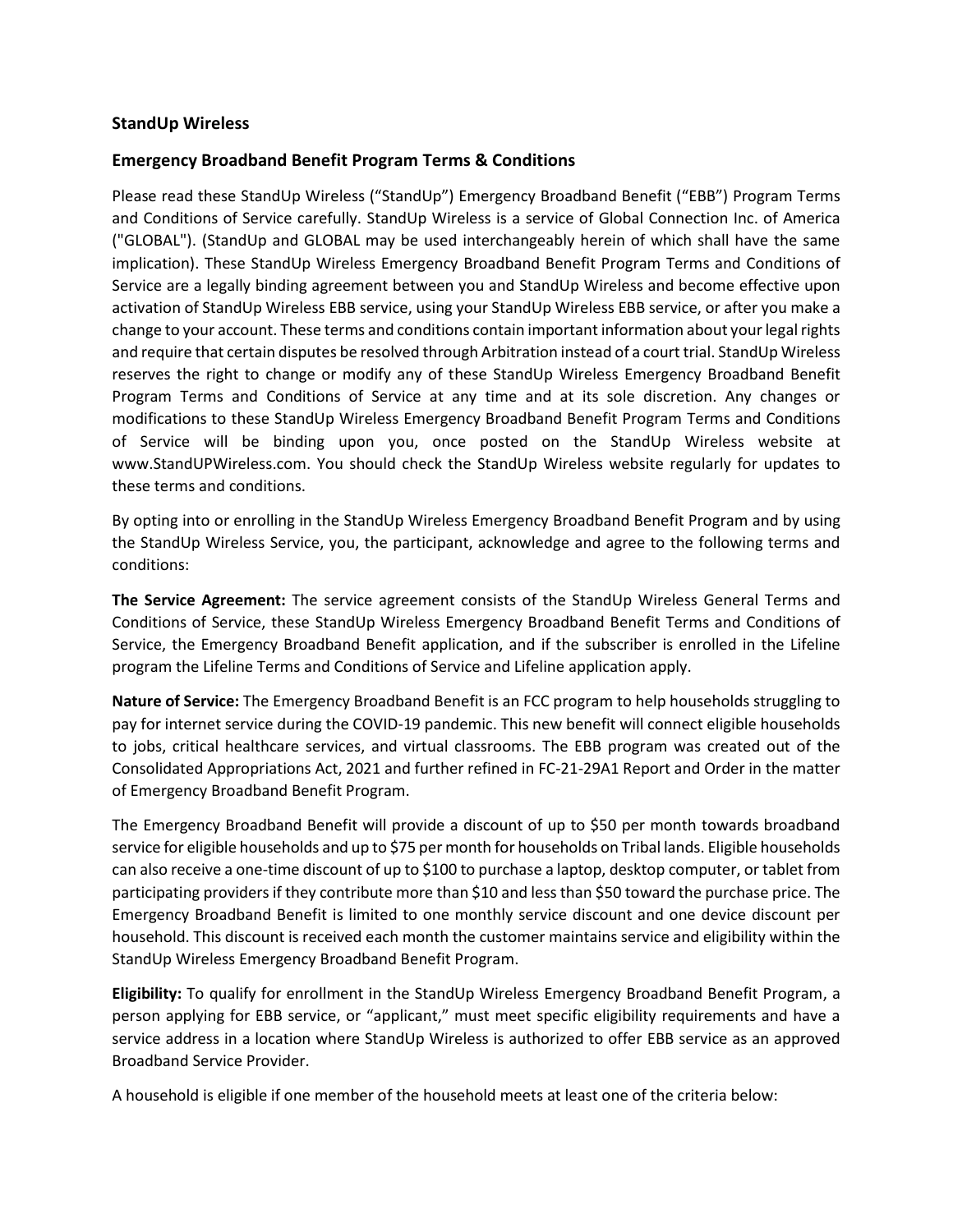### StandUp Wireless

### Emergency Broadband Benefit Program Terms & Conditions

Please read these StandUp Wireless ("StandUp") Emergency Broadband Benefit ("EBB") Program Terms and Conditions of Service carefully. StandUp Wireless is a service of Global Connection Inc. of America ("GLOBAL"). (StandUp and GLOBAL may be used interchangeably herein of which shall have the same implication). These StandUp Wireless Emergency Broadband Benefit Program Terms and Conditions of Service are a legally binding agreement between you and StandUp Wireless and become effective upon activation of StandUp Wireless EBB service, using your StandUp Wireless EBB service, or after you make a change to your account. These terms and conditions contain important information about your legal rights and require that certain disputes be resolved through Arbitration instead of a court trial. StandUp Wireless reserves the right to change or modify any of these StandUp Wireless Emergency Broadband Benefit Program Terms and Conditions of Service at any time and at its sole discretion. Any changes or modifications to these StandUp Wireless Emergency Broadband Benefit Program Terms and Conditions of Service will be binding upon you, once posted on the StandUp Wireless website at www.StandUPWireless.com. You should check the StandUp Wireless website regularly for updates to these terms and conditions.

By opting into or enrolling in the StandUp Wireless Emergency Broadband Benefit Program and by using the StandUp Wireless Service, you, the participant, acknowledge and agree to the following terms and conditions:

**The Service Agreement:** The service agreement consists of the StandUp Wireless General Terms and Conditions of Service, these StandUp Wireless Emergency Broadband Benefit Terms and Conditions of Service, the Emergency Broadband Benefit application, and if the subscriber is enrolled in the Lifeline program the Lifeline Terms and Conditions of Service and Lifeline application apply.

**Nature of Service:** The Emergency Broadband Benefit is an FCC program to help households struggling to pay for internet service during the COVID-19 pandemic. This new benefit will connect eligible households to jobs, critical healthcare services, and virtual classrooms. The EBB program was created out of the Consolidated Appropriations Act, 2021 and further refined in FC-21-29A1 Report and Order in the matter of Emergency Broadband Benefit Program.

The Emergency Broadband Benefit will provide a discount of up to $50 per month towards broadband service for eligible households and up to $75 per month for households on Tribal lands. Eligible households can also receive a one-time discount of up to $100 to purchase a laptop, desktop computer, or tablet from participating providers if they contribute more than $10 and less than $50 toward the purchase price. The Emergency Broadband Benefit is limited to one monthly service discount and one device discount per household. This discount is received each month the customer maintains service and eligibility within the StandUp Wireless Emergency Broadband Benefit Program.

**Eligibility:** To qualify for enrollment in the StandUp Wireless Emergency Broadband Benefit Program, a person applying for EBB service, or "applicant," must meet specific eligibility requirements and have a service address in a location where StandUp Wireless is authorized to offer EBB service as an approved Broadband Service Provider.

A household is eligible if one member of the household meets at least one of the criteria below: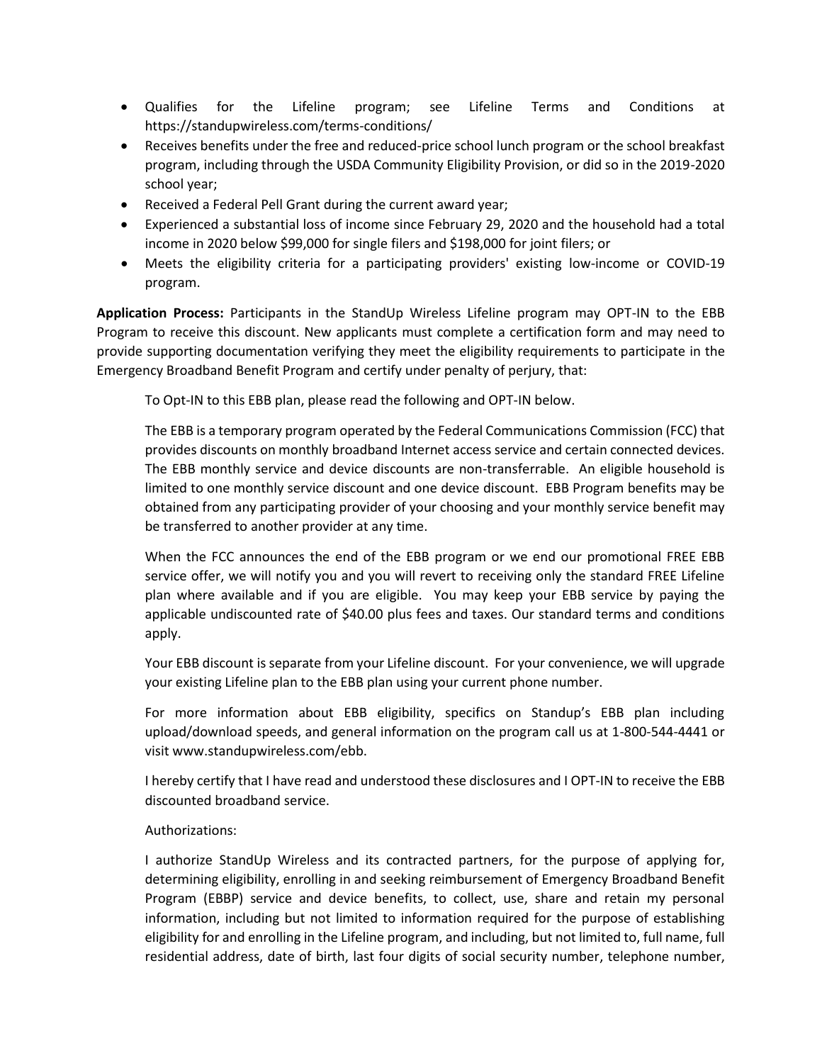- Qualifies for the Lifeline program; see Lifeline Terms and Conditions at https://standupwireless.com/terms-conditions/
- Receives benefits under the free and reduced-price school lunch program or the school breakfast program, including through the USDA Community Eligibility Provision, or did so in the 2019-2020 school year;
- Received a Federal Pell Grant during the current award year;
- Experienced a substantial loss of income since February 29, 2020 and the household had a total income in 2020 below $99,000 for single filers and $198,000 for joint filers; or
- Meets the eligibility criteria for a participating providers' existing low-income or COVID-19 program.

**Application Process:** Participants in the StandUp Wireless Lifeline program may OPT-IN to the EBB Program to receive this discount. New applicants must complete a certification form and may need to provide supporting documentation verifying they meet the eligibility requirements to participate in the Emergency Broadband Benefit Program and certify under penalty of perjury, that:

To Opt-IN to this EBB plan, please read the following and OPT-IN below.

The EBB is a temporary program operated by the Federal Communications Commission (FCC) that provides discounts on monthly broadband Internet access service and certain connected devices. The EBB monthly service and device discounts are non-transferrable. An eligible household is limited to one monthly service discount and one device discount. EBB Program benefits may be obtained from any participating provider of your choosing and your monthly service benefit may be transferred to another provider at any time.

When the FCC announces the end of the EBB program or we end our promotional FREE EBB service offer, we will notify you and you will revert to receiving only the standard FREE Lifeline plan where available and if you are eligible. You may keep your EBB service by paying the applicable undiscounted rate of $40.00 plus fees and taxes. Our standard terms and conditions apply.

Your EBB discount is separate from your Lifeline discount. For your convenience, we will upgrade your existing Lifeline plan to the EBB plan using your current phone number.

For more information about EBB eligibility, specifics on Standup's EBB plan including upload/download speeds, and general information on the program call us at 1-800-544-4441 or visit www.standupwireless.com/ebb.

I hereby certify that I have read and understood these disclosures and I OPT-IN to receive the EBB discounted broadband service.

Authorizations:

I authorize StandUp Wireless and its contracted partners, for the purpose of applying for, determining eligibility, enrolling in and seeking reimbursement of Emergency Broadband Benefit Program (EBBP) service and device benefits, to collect, use, share and retain my personal information, including but not limited to information required for the purpose of establishing eligibility for and enrolling in the Lifeline program, and including, but not limited to, full name, full residential address, date of birth, last four digits of social security number, telephone number,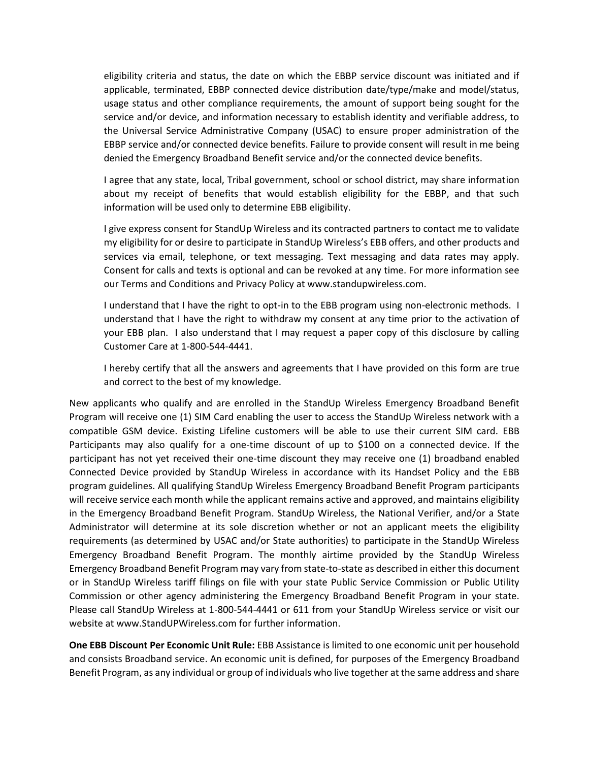eligibility criteria and status, the date on which the EBBP service discount was initiated and if applicable, terminated, EBBP connected device distribution date/type/make and model/status, usage status and other compliance requirements, the amount of support being sought for the service and/or device, and information necessary to establish identity and verifiable address, to the Universal Service Administrative Company (USAC) to ensure proper administration of the EBBP service and/or connected device benefits. Failure to provide consent will result in me being denied the Emergency Broadband Benefit service and/or the connected device benefits.

I agree that any state, local, Tribal government, school or school district, may share information about my receipt of benefits that would establish eligibility for the EBBP, and that such information will be used only to determine EBB eligibility.

I give express consent for StandUp Wireless and its contracted partners to contact me to validate my eligibility for or desire to participate in StandUp Wireless's EBB offers, and other products and services via email, telephone, or text messaging. Text messaging and data rates may apply. Consent for calls and texts is optional and can be revoked at any time. For more information see our Terms and Conditions and Privacy Policy at www.standupwireless.com.

I understand that I have the right to opt-in to the EBB program using non-electronic methods. I understand that I have the right to withdraw my consent at any time prior to the activation of your EBB plan. I also understand that I may request a paper copy of this disclosure by calling Customer Care at 1-800-544-4441.

I hereby certify that all the answers and agreements that I have provided on this form are true and correct to the best of my knowledge.

New applicants who qualify and are enrolled in the StandUp Wireless Emergency Broadband Benefit Program will receive one (1) SIM Card enabling the user to access the StandUp Wireless network with a compatible GSM device. Existing Lifeline customers will be able to use their current SIM card. EBB Participants may also qualify for a one-time discount of up to $100 on a connected device. If the participant has not yet received their one-time discount they may receive one (1) broadband enabled Connected Device provided by StandUp Wireless in accordance with its Handset Policy and the EBB program guidelines. All qualifying StandUp Wireless Emergency Broadband Benefit Program participants will receive service each month while the applicant remains active and approved, and maintains eligibility in the Emergency Broadband Benefit Program. StandUp Wireless, the National Verifier, and/or a State Administrator will determine at its sole discretion whether or not an applicant meets the eligibility requirements (as determined by USAC and/or State authorities) to participate in the StandUp Wireless Emergency Broadband Benefit Program. The monthly airtime provided by the StandUp Wireless Emergency Broadband Benefit Program may vary from state-to-state as described in either this document or in StandUp Wireless tariff filings on file with your state Public Service Commission or Public Utility Commission or other agency administering the Emergency Broadband Benefit Program in your state. Please call StandUp Wireless at 1-800-544-4441 or 611 from your StandUp Wireless service or visit our website at www.StandUPWireless.com for further information.

**One EBB Discount Per Economic Unit Rule:** EBB Assistance is limited to one economic unit per household and consists Broadband service. An economic unit is defined, for purposes of the Emergency Broadband Benefit Program, as any individual or group of individuals who live together at the same address and share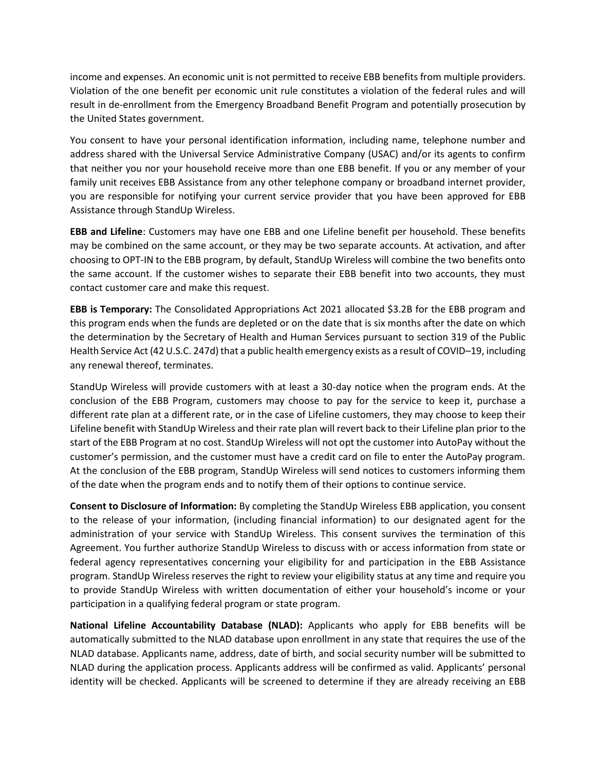income and expenses. An economic unit is not permitted to receive EBB benefits from multiple providers. Violation of the one benefit per economic unit rule constitutes a violation of the federal rules and will result in de-enrollment from the Emergency Broadband Benefit Program and potentially prosecution by the United States government.

You consent to have your personal identification information, including name, telephone number and address shared with the Universal Service Administrative Company (USAC) and/or its agents to confirm that neither you nor your household receive more than one EBB benefit. If you or any member of your family unit receives EBB Assistance from any other telephone company or broadband internet provider, you are responsible for notifying your current service provider that you have been approved for EBB Assistance through StandUp Wireless.

**EBB and Lifeline**: Customers may have one EBB and one Lifeline benefit per household. These benefits may be combined on the same account, or they may be two separate accounts. At activation, and after choosing to OPT-IN to the EBB program, by default, StandUp Wireless will combine the two benefits onto the same account. If the customer wishes to separate their EBB benefit into two accounts, they must contact customer care and make this request.

**EBB is Temporary:** The Consolidated Appropriations Act 2021 allocated $3.2B for the EBB program and this program ends when the funds are depleted or on the date that is six months after the date on which the determination by the Secretary of Health and Human Services pursuant to section 319 of the Public Health Service Act (42 U.S.C. 247d) that a public health emergency exists as a result of COVID–19, including any renewal thereof, terminates.

StandUp Wireless will provide customers with at least a 30-day notice when the program ends. At the conclusion of the EBB Program, customers may choose to pay for the service to keep it, purchase a different rate plan at a different rate, or in the case of Lifeline customers, they may choose to keep their Lifeline benefit with StandUp Wireless and their rate plan will revert back to their Lifeline plan prior to the start of the EBB Program at no cost. StandUp Wireless will not opt the customer into AutoPay without the customer's permission, and the customer must have a credit card on file to enter the AutoPay program. At the conclusion of the EBB program, StandUp Wireless will send notices to customers informing them of the date when the program ends and to notify them of their options to continue service.

**Consent to Disclosure of Information:** By completing the StandUp Wireless EBB application, you consent to the release of your information, (including financial information) to our designated agent for the administration of your service with StandUp Wireless. This consent survives the termination of this Agreement. You further authorize StandUp Wireless to discuss with or access information from state or federal agency representatives concerning your eligibility for and participation in the EBB Assistance program. StandUp Wireless reserves the right to review your eligibility status at any time and require you to provide StandUp Wireless with written documentation of either your household's income or your participation in a qualifying federal program or state program.

**National Lifeline Accountability Database (NLAD):** Applicants who apply for EBB benefits will be automatically submitted to the NLAD database upon enrollment in any state that requires the use of the NLAD database. Applicants name, address, date of birth, and social security number will be submitted to NLAD during the application process. Applicants address will be confirmed as valid. Applicants' personal identity will be checked. Applicants will be screened to determine if they are already receiving an EBB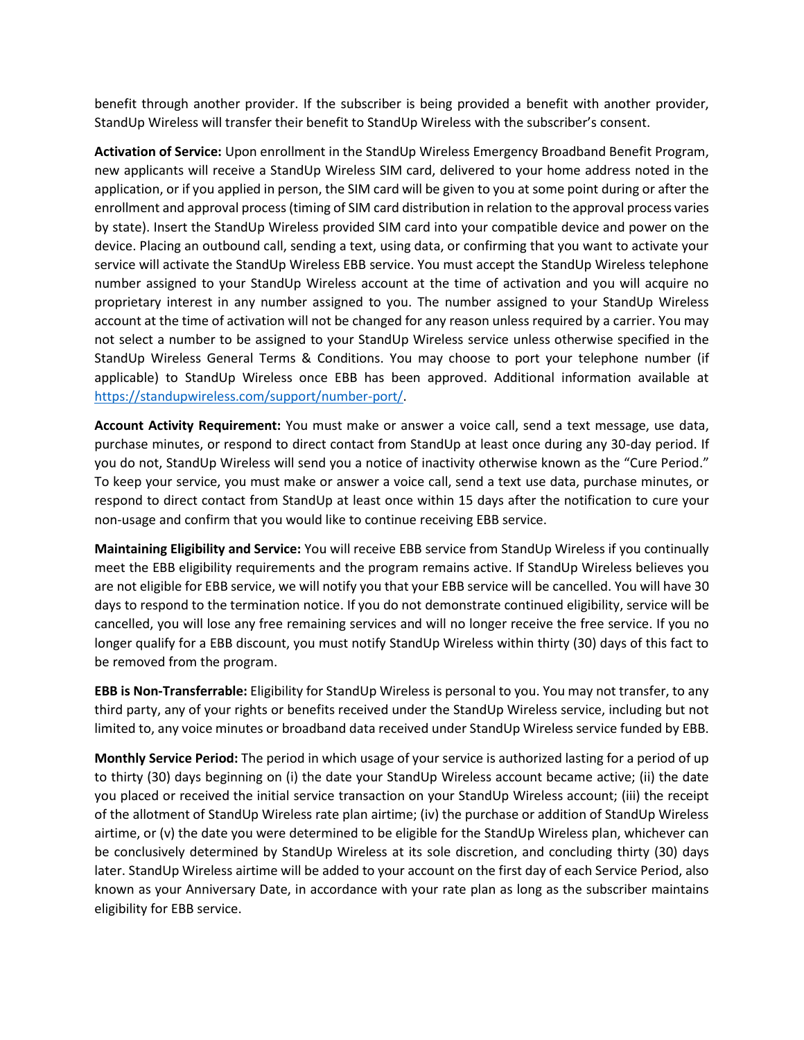benefit through another provider. If the subscriber is being provided a benefit with another provider, StandUp Wireless will transfer their benefit to StandUp Wireless with the subscriber's consent.

**Activation of Service:** Upon enrollment in the StandUp Wireless Emergency Broadband Benefit Program, new applicants will receive a StandUp Wireless SIM card, delivered to your home address noted in the application, or if you applied in person, the SIM card will be given to you at some point during or after the enrollment and approval process (timing of SIM card distribution in relation to the approval process varies by state). Insert the StandUp Wireless provided SIM card into your compatible device and power on the device. Placing an outbound call, sending a text, using data, or confirming that you want to activate your service will activate the StandUp Wireless EBB service. You must accept the StandUp Wireless telephone number assigned to your StandUp Wireless account at the time of activation and you will acquire no proprietary interest in any number assigned to you. The number assigned to your StandUp Wireless account at the time of activation will not be changed for any reason unless required by a carrier. You may not select a number to be assigned to your StandUp Wireless service unless otherwise specified in the StandUp Wireless General Terms & Conditions. You may choose to port your telephone number (if applicable) to StandUp Wireless once EBB has been approved. Additional information available at https://standupwireless.com/support/number-port/.

**Account Activity Requirement:** You must make or answer a voice call, send a text message, use data, purchase minutes, or respond to direct contact from StandUp at least once during any 30-day period. If you do not, StandUp Wireless will send you a notice of inactivity otherwise known as the "Cure Period." To keep your service, you must make or answer a voice call, send a text use data, purchase minutes, or respond to direct contact from StandUp at least once within 15 days after the notification to cure your non-usage and confirm that you would like to continue receiving EBB service.

**Maintaining Eligibility and Service:** You will receive EBB service from StandUp Wireless if you continually meet the EBB eligibility requirements and the program remains active. If StandUp Wireless believes you are not eligible for EBB service, we will notify you that your EBB service will be cancelled. You will have 30 days to respond to the termination notice. If you do not demonstrate continued eligibility, service will be cancelled, you will lose any free remaining services and will no longer receive the free service. If you no longer qualify for a EBB discount, you must notify StandUp Wireless within thirty (30) days of this fact to be removed from the program.

**EBB is Non-Transferrable:** Eligibility for StandUp Wireless is personal to you. You may not transfer, to any third party, any of your rights or benefits received under the StandUp Wireless service, including but not limited to, any voice minutes or broadband data received under StandUp Wireless service funded by EBB.

**Monthly Service Period:** The period in which usage of your service is authorized lasting for a period of up to thirty (30) days beginning on (i) the date your StandUp Wireless account became active; (ii) the date you placed or received the initial service transaction on your StandUp Wireless account; (iii) the receipt of the allotment of StandUp Wireless rate plan airtime; (iv) the purchase or addition of StandUp Wireless airtime, or (v) the date you were determined to be eligible for the StandUp Wireless plan, whichever can be conclusively determined by StandUp Wireless at its sole discretion, and concluding thirty (30) days later. StandUp Wireless airtime will be added to your account on the first day of each Service Period, also known as your Anniversary Date, in accordance with your rate plan as long as the subscriber maintains eligibility for EBB service.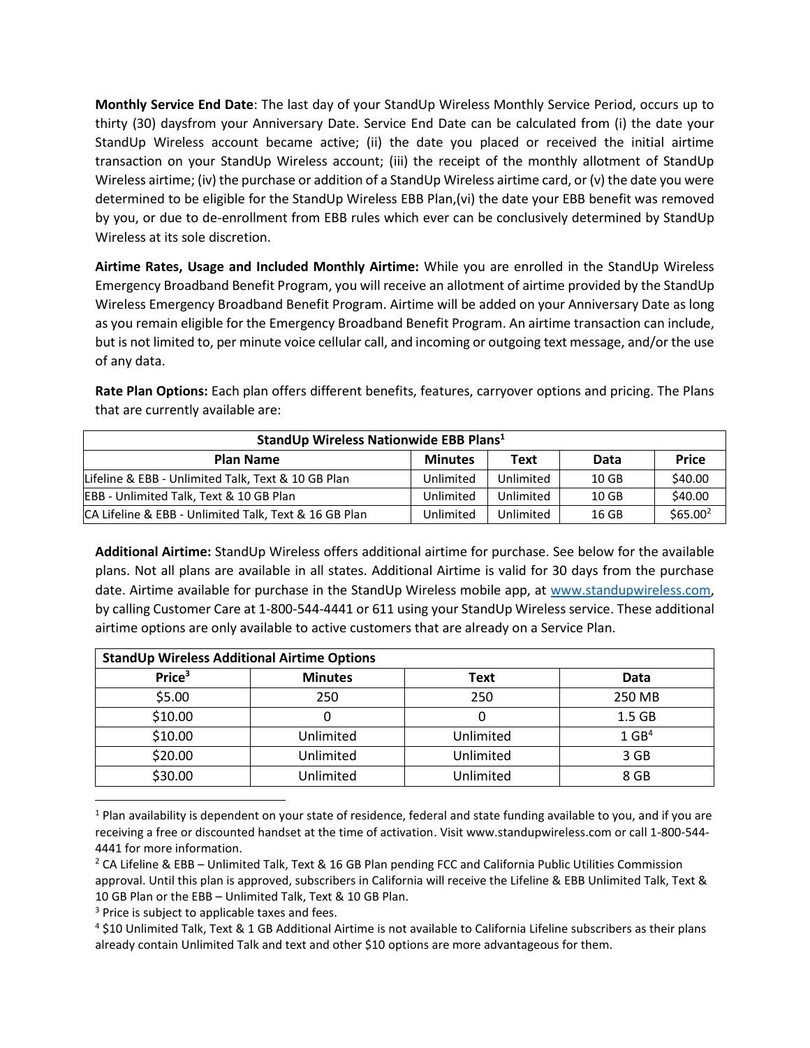**Monthly Service End Date**: The last day of your StandUp Wireless Monthly Service Period, occurs up to thirty (30) daysfrom your Anniversary Date. Service End Date can be calculated from (i) the date your StandUp Wireless account became active; (ii) the date you placed or received the initial airtime transaction on your StandUp Wireless account; (iii) the receipt of the monthly allotment of StandUp Wireless airtime; (iv) the purchase or addition of a StandUp Wireless airtime card, or (v) the date you were determined to be eligible for the StandUp Wireless EBB Plan,(vi) the date your EBB benefit was removed by you, or due to de-enrollment from EBB rules which ever can be conclusively determined by StandUp Wireless at its sole discretion.

**Airtime Rates, Usage and Included Monthly Airtime:** While you are enrolled in the StandUp Wireless Emergency Broadband Benefit Program, you will receive an allotment of airtime provided by the StandUp Wireless Emergency Broadband Benefit Program. Airtime will be added on your Anniversary Date as long as you remain eligible for the Emergency Broadband Benefit Program. An airtime transaction can include, but is not limited to, per minute voice cellular call, and incoming or outgoing text message, and/or the use of any data.

**Rate Plan Options:** Each plan offers different benefits, features, carryover options and pricing. The Plans that are currently available are:

| StandUp Wireless Nationwide EBB Plans[1] | | | | |
|---|---|---|---|---|
| **Plan Name** | **Minutes** | **Text** | **Data** | **Price** |
| Lifeline & EBB - Unlimited Talk, Text & 10 GB Plan | Unlimited | Unlimited | 10 GB | $40.00 |
| EBB - Unlimited Talk, Text & 10 GB Plan | Unlimited | Unlimited | 10 GB | $40.00 |
| CA Lifeline & EBB - Unlimited Talk, Text & 16 GB Plan | Unlimited | Unlimited | 16 GB | $65.00[2] |

**Additional Airtime:** StandUp Wireless offers additional airtime for purchase. See below for the available plans. Not all plans are available in all states. Additional Airtime is valid for 30 days from the purchase date. Airtime available for purchase in the StandUp Wireless mobile app, at www.standupwireless.com, by calling Customer Care at 1-800-544-4441 or 611 using your StandUp Wireless service. These additional airtime options are only available to active customers that are already on a Service Plan.

| StandUp Wireless Additional Airtime Options | | | |
|---|---|---|---|
| **Price[3]** | **Minutes** | **Text** | **Data** |
| $5.00 | 250 | 250 | 250 MB |
| $10.00 | 0 | 0 | 1.5 GB |
| $10.00 | Unlimited | Unlimited | 1 GB[4] |
| $20.00 | Unlimited | Unlimited | 3 GB |
| $30.00 | Unlimited | Unlimited | 8 GB |

[1] Plan availability is dependent on your state of residence, federal and state funding available to you, and if you are receiving a free or discounted handset at the time of activation. Visit www.standupwireless.com or call 1-800-544-4441 for more information.

[2] CA Lifeline & EBB – Unlimited Talk, Text & 16 GB Plan pending FCC and California Public Utilities Commission approval. Until this plan is approved, subscribers in California will receive the Lifeline & EBB Unlimited Talk, Text & 10 GB Plan or the EBB – Unlimited Talk, Text & 10 GB Plan.

[3] Price is subject to applicable taxes and fees.

[4] $10 Unlimited Talk, Text & 1 GB Additional Airtime is not available to California Lifeline subscribers as their plans already contain Unlimited Talk and text and other $10 options are more advantageous for them.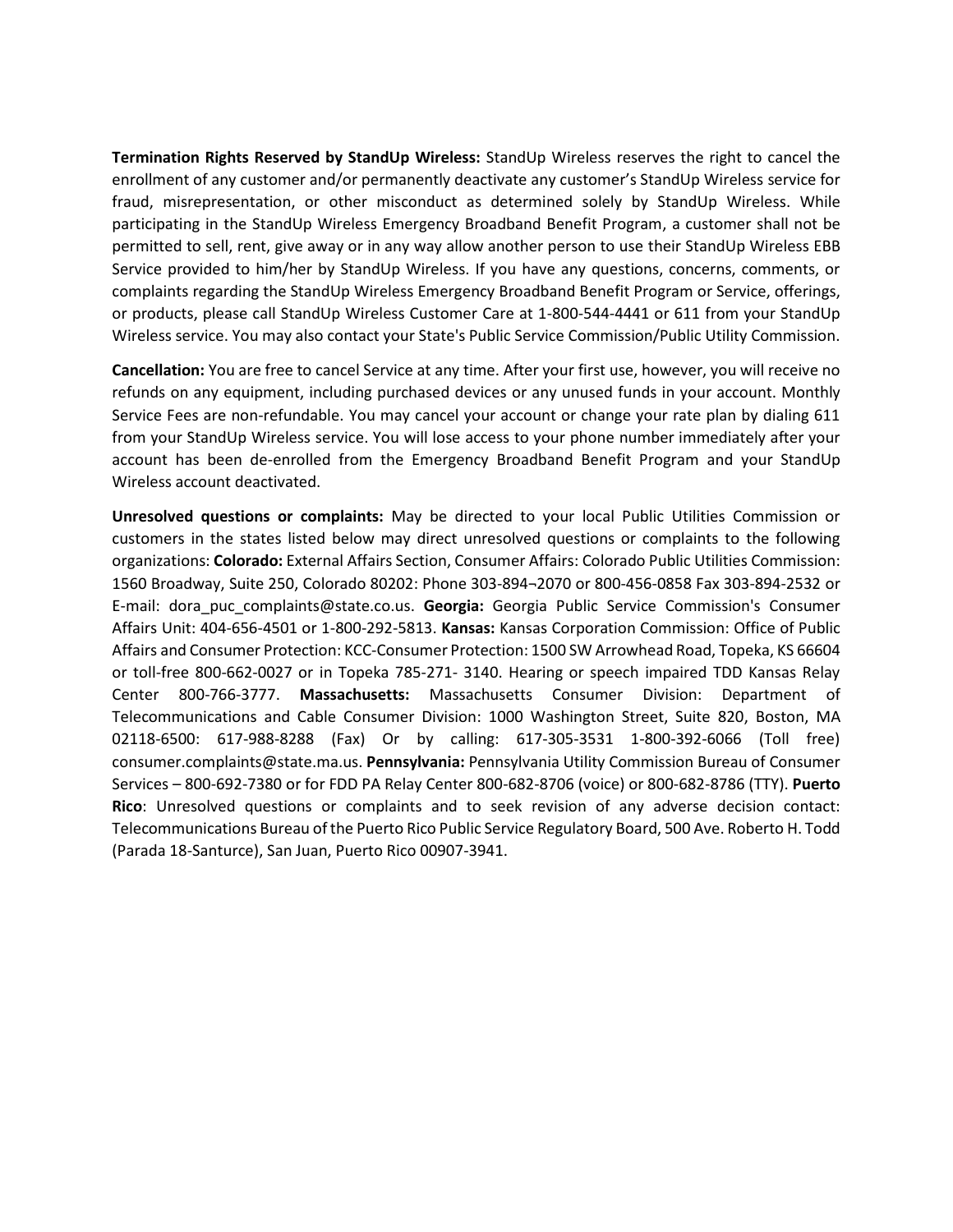**Termination Rights Reserved by StandUp Wireless:** StandUp Wireless reserves the right to cancel the enrollment of any customer and/or permanently deactivate any customer's StandUp Wireless service for fraud, misrepresentation, or other misconduct as determined solely by StandUp Wireless. While participating in the StandUp Wireless Emergency Broadband Benefit Program, a customer shall not be permitted to sell, rent, give away or in any way allow another person to use their StandUp Wireless EBB Service provided to him/her by StandUp Wireless. If you have any questions, concerns, comments, or complaints regarding the StandUp Wireless Emergency Broadband Benefit Program or Service, offerings, or products, please call StandUp Wireless Customer Care at 1-800-544-4441 or 611 from your StandUp Wireless service. You may also contact your State's Public Service Commission/Public Utility Commission.

**Cancellation:** You are free to cancel Service at any time. After your first use, however, you will receive no refunds on any equipment, including purchased devices or any unused funds in your account. Monthly Service Fees are non-refundable. You may cancel your account or change your rate plan by dialing 611 from your StandUp Wireless service. You will lose access to your phone number immediately after your account has been de-enrolled from the Emergency Broadband Benefit Program and your StandUp Wireless account deactivated.

**Unresolved questions or complaints:** May be directed to your local Public Utilities Commission or customers in the states listed below may direct unresolved questions or complaints to the following organizations: **Colorado:** External Affairs Section, Consumer Affairs: Colorado Public Utilities Commission: 1560 Broadway, Suite 250, Colorado 80202: Phone 303-894¬2070 or 800-456-0858 Fax 303-894-2532 or E-mail: dora_puc_complaints@state.co.us. **Georgia:** Georgia Public Service Commission's Consumer Affairs Unit: 404-656-4501 or 1-800-292-5813. **Kansas:** Kansas Corporation Commission: Office of Public Affairs and Consumer Protection: KCC-Consumer Protection: 1500 SW Arrowhead Road, Topeka, KS 66604 or toll-free 800-662-0027 or in Topeka 785-271- 3140. Hearing or speech impaired TDD Kansas Relay Center 800-766-3777. **Massachusetts:** Massachusetts Consumer Division: Department of Telecommunications and Cable Consumer Division: 1000 Washington Street, Suite 820, Boston, MA 02118-6500: 617-988-8288 (Fax) Or by calling: 617-305-3531 1-800-392-6066 (Toll free) consumer.complaints@state.ma.us. **Pennsylvania:** Pennsylvania Utility Commission Bureau of Consumer Services – 800-692-7380 or for FDD PA Relay Center 800-682-8706 (voice) or 800-682-8786 (TTY). **Puerto Rico**: Unresolved questions or complaints and to seek revision of any adverse decision contact: Telecommunications Bureau of the Puerto Rico Public Service Regulatory Board, 500 Ave. Roberto H. Todd (Parada 18-Santurce), San Juan, Puerto Rico 00907-3941.